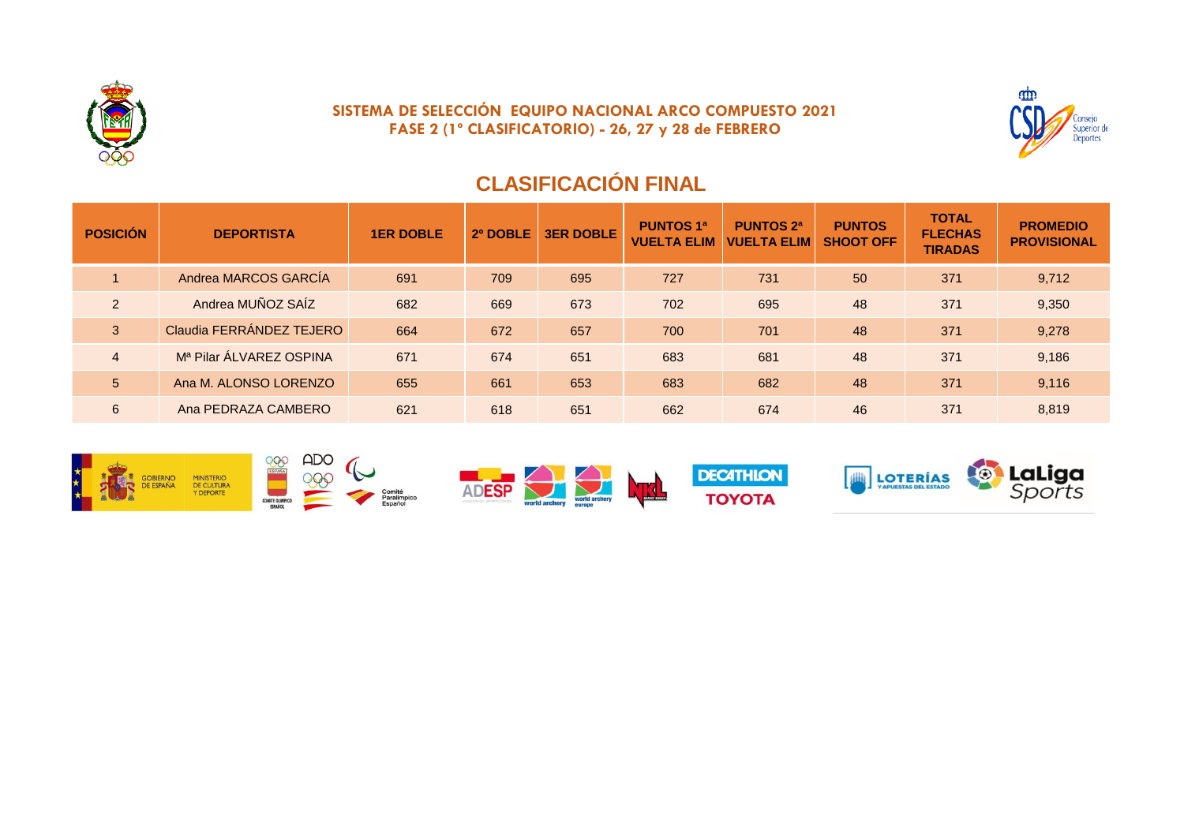**SISTEMA DE SELECCIÓN EQUIPO NACIONAL ARCO COMPUESTO 2021**
**FASE 2 (1º CLASIFICATORIO) - 26, 27 y 28 de FEBRERO**

## CLASIFICACIÓN FINAL

| POSICIÓN | DEPORTISTA | 1ER DOBLE | 2º DOBLE | 3ER DOBLE | PUNTOS 1ª VUELTA ELIM | PUNTOS 2ª VUELTA ELIM | PUNTOS SHOOT OFF | TOTAL FLECHAS TIRADAS | PROMEDIO PROVISIONAL |
|---|---|---|---|---|---|---|---|---|---|
| 1 | Andrea MARCOS GARCÍA | 691 | 709 | 695 | 727 | 731 | 50 | 371 | 9,712 |
| 2 | Andrea MUÑOZ SAÍZ | 682 | 669 | 673 | 702 | 695 | 48 | 371 | 9,350 |
| 3 | Claudia FERRÁNDEZ TEJERO | 664 | 672 | 657 | 700 | 701 | 48 | 371 | 9,278 |
| 4 | Mª Pilar ÁLVAREZ OSPINA | 671 | 674 | 651 | 683 | 681 | 48 | 371 | 9,186 |
| 5 | Ana M. ALONSO LORENZO | 655 | 661 | 653 | 683 | 682 | 48 | 371 | 9,116 |
| 6 | Ana PEDRAZA CAMBERO | 621 | 618 | 651 | 662 | 674 | 46 | 371 | 8,819 |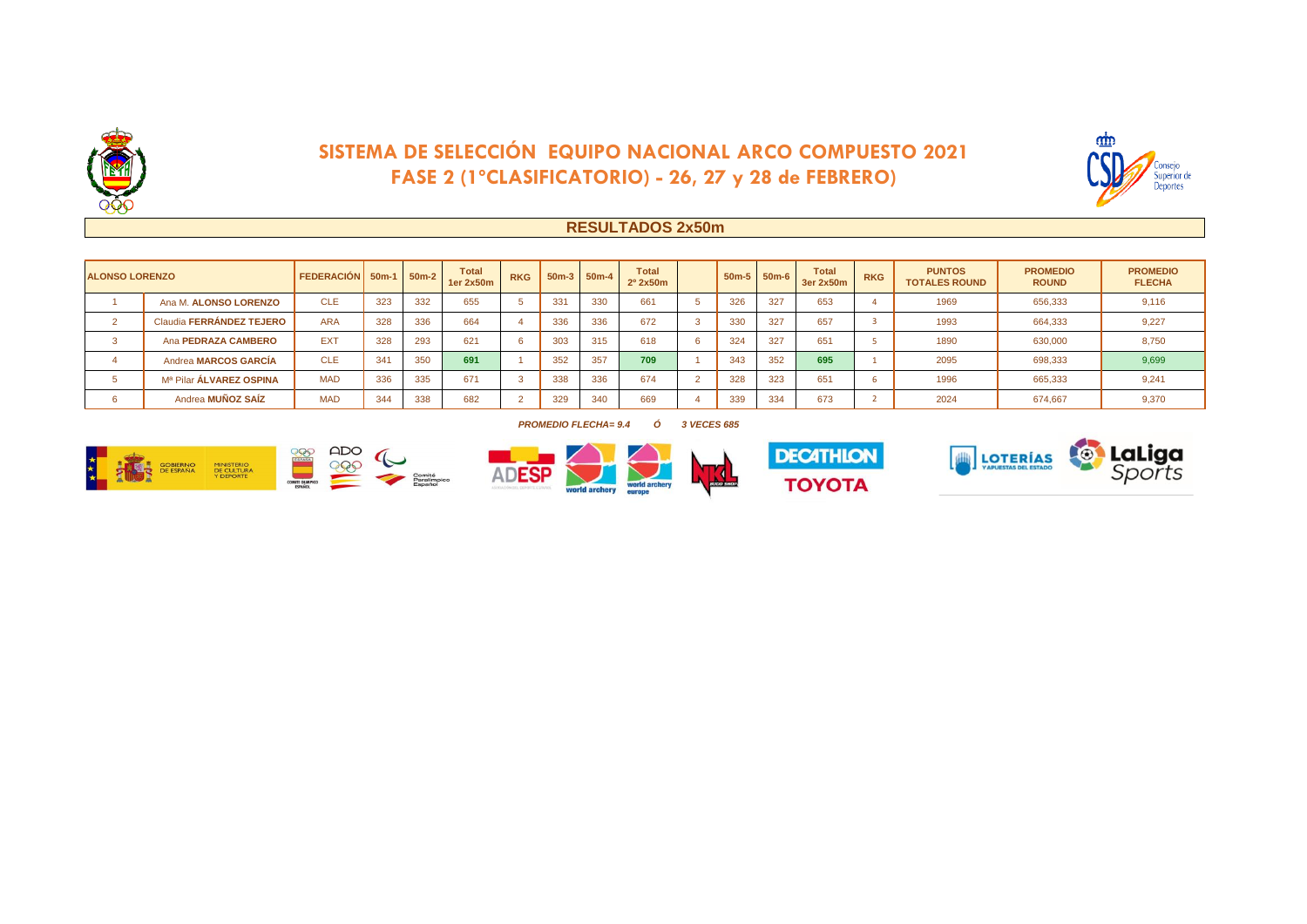# SISTEMA DE SELECCIÓN EQUIPO NACIONAL ARCO COMPUESTO 2021

## FASE 2 (1°CLASIFICATORIO) - 26, 27 y 28 de FEBRERO)

### RESULTADOS 2x50m

| ALONSO LORENZO | | FEDERACIÓN | 50m-1 | 50m-2 | Total 1er 2x50m | RKG | 50m-3 | 50m-4 | Total 2° 2x50m | | 50m-5 | 50m-6 | Total 3er 2x50m | RKG | PUNTOS TOTALES ROUND | PROMEDIO ROUND | PROMEDIO FLECHA |
|---|---|---|---|---|---|---|---|---|---|---|---|---|---|---|---|---|---|
| 1 | Ana M. **ALONSO LORENZO** | CLE | 323 | 332 | 655 | 5 | 331 | 330 | 661 | 5 | 326 | 327 | 653 | 4 | 1969 | 656,333 | 9,116 |
| 2 | Claudia **FERRÁNDEZ TEJERO** | ARA | 328 | 336 | 664 | 4 | 336 | 336 | 672 | 3 | 330 | 327 | 657 | 3 | 1993 | 664,333 | 9,227 |
| 3 | Ana **PEDRAZA CAMBERO** | EXT | 328 | 293 | 621 | 6 | 303 | 315 | 618 | 6 | 324 | 327 | 651 | 5 | 1890 | 630,000 | 8,750 |
| 4 | Andrea **MARCOS GARCÍA** | CLE | 341 | 350 | 691 | 1 | 352 | 357 | 709 | 1 | 343 | 352 | 695 | 1 | 2095 | 698,333 | 9,699 |
| 5 | Mª Pilar **ÁLVAREZ OSPINA** | MAD | 336 | 335 | 671 | 3 | 338 | 336 | 674 | 2 | 328 | 323 | 651 | 6 | 1996 | 665,333 | 9,241 |
| 6 | Andrea **MUÑOZ SAÍZ** | MAD | 344 | 338 | 682 | 2 | 329 | 340 | 669 | 4 | 339 | 334 | 673 | 2 | 2024 | 674,667 | 9,370 |

***PROMEDIO FLECHA= 9.4 Ó 3 VECES 685***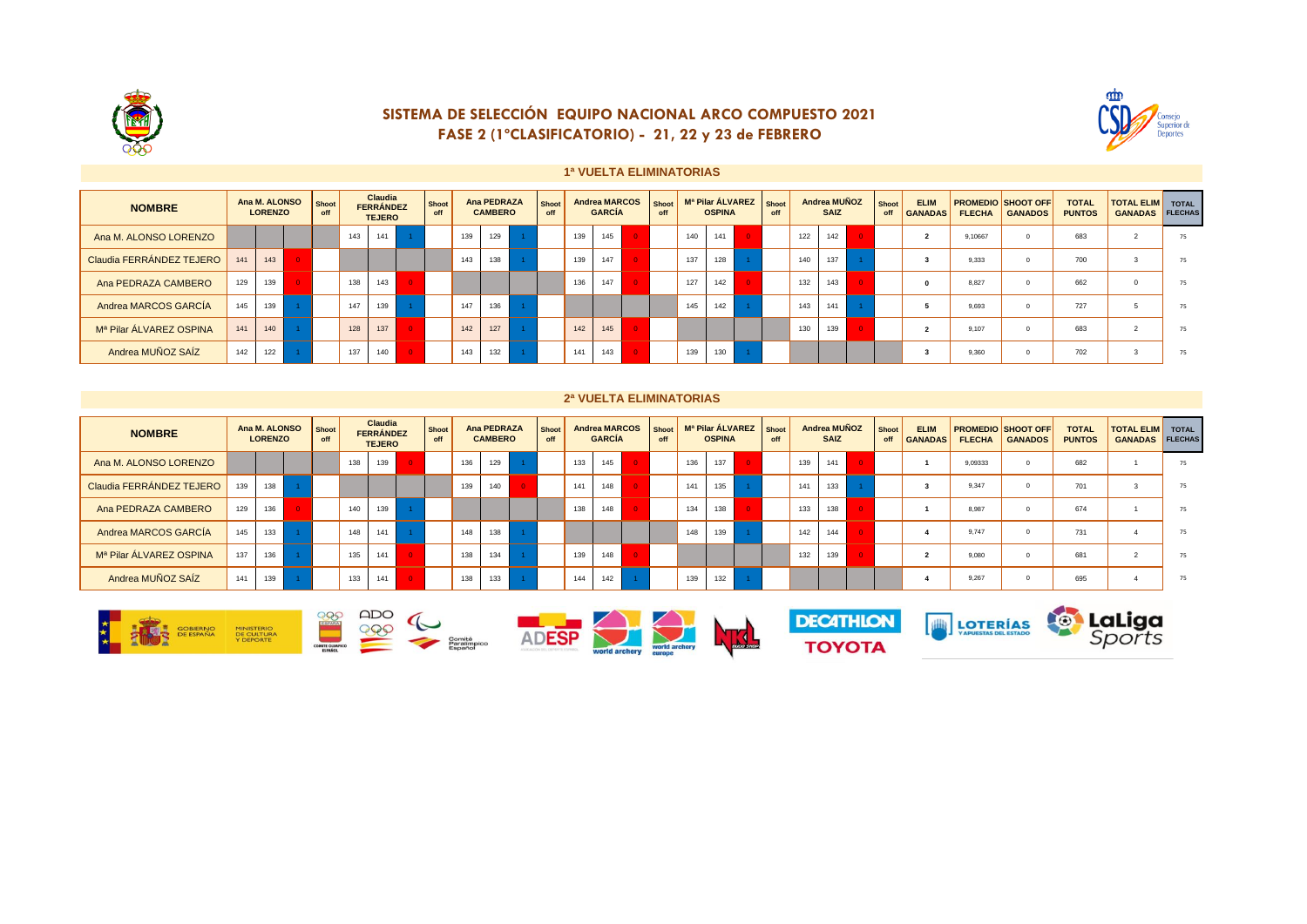# SISTEMA DE SELECCIÓN EQUIPO NACIONAL ARCO COMPUESTO 2021
## FASE 2 (1ºCLASIFICATORIO) - 21, 22 y 23 de FEBRERO

### 1ª VUELTA ELIMINATORIAS

| NOMBRE | Ana M. ALONSO LORENZO | | | Shoot off | Claudia FERRÁNDEZ TEJERO | | | Shoot off | Ana PEDRAZA CAMBERO | | | Shoot off | Andrea MARCOS GARCÍA | | | Shoot off | Mª Pilar ÁLVAREZ OSPINA | | | Shoot off | Andrea MUÑOZ SAIZ | | | Shoot off | ELIM GANADAS | PROMEDIO FLECHA | SHOOT OFF GANADOS | TOTAL PUNTOS | TOTAL ELIM GANADAS | TOTAL FLECHAS |
|---|---|---|---|---|---|---|---|---|---|---|---|---|---|---|---|---|---|---|---|---|---|---|---|---|---|---|---|---|---|---|
| Ana M. ALONSO LORENZO | | | | | 143 | 141 | 1 | | 139 | 129 | 1 | | 139 | 145 | 0 | | 140 | 141 | 0 | | 122 | 142 | 0 | | 2 | 9,10667 | 0 | 683 | 2 | 75 |
| Claudia FERRÁNDEZ TEJERO | 141 | 143 | 0 | | | | | | 143 | 138 | 1 | | 139 | 147 | 0 | | 137 | 128 | 1 | | 140 | 137 | 1 | | 3 | 9,333 | 0 | 700 | 3 | 75 |
| Ana PEDRAZA CAMBERO | 129 | 139 | 0 | | 138 | 143 | 0 | | | | | | 136 | 147 | 0 | | 127 | 142 | 0 | | 132 | 143 | 0 | | 0 | 8,827 | 0 | 662 | 0 | 75 |
| Andrea MARCOS GARCÍA | 145 | 139 | 1 | | 147 | 139 | 1 | | 147 | 136 | 1 | | | | | | 145 | 142 | 1 | | 143 | 141 | 1 | | 5 | 9,693 | 0 | 727 | 5 | 75 |
| Mª Pilar ÁLVAREZ OSPINA | 141 | 140 | 1 | | 128 | 137 | 0 | | 142 | 127 | 1 | | 142 | 145 | 0 | | | | | | 130 | 139 | 0 | | 2 | 9,107 | 0 | 683 | 2 | 75 |
| Andrea MUÑOZ SAÍZ | 142 | 122 | 1 | | 137 | 140 | 0 | | 143 | 132 | 1 | | 141 | 143 | 0 | | 139 | 130 | 1 | | | | | | 3 | 9,360 | 0 | 702 | 3 | 75 |

### 2ª VUELTA ELIMINATORIAS

| NOMBRE | Ana M. ALONSO LORENZO | | | Shoot off | Claudia FERRÁNDEZ TEJERO | | | Shoot off | Ana PEDRAZA CAMBERO | | | Shoot off | Andrea MARCOS GARCÍA | | | Shoot off | Mª Pilar ÁLVAREZ OSPINA | | | Shoot off | Andrea MUÑOZ SAIZ | | | Shoot off | ELIM GANADAS | PROMEDIO FLECHA | SHOOT OFF GANADOS | TOTAL PUNTOS | TOTAL ELIM GANADAS | TOTAL FLECHAS |
|---|---|---|---|---|---|---|---|---|---|---|---|---|---|---|---|---|---|---|---|---|---|---|---|---|---|---|---|---|---|---|
| Ana M. ALONSO LORENZO | | | | | 138 | 139 | 0 | | 136 | 129 | 1 | | 133 | 145 | 0 | | 136 | 137 | 0 | | 139 | 141 | 0 | | 1 | 9,09333 | 0 | 682 | 1 | 75 |
| Claudia FERRÁNDEZ TEJERO | 139 | 138 | 1 | | | | | | 139 | 140 | 0 | | 141 | 148 | 0 | | 141 | 135 | 1 | | 141 | 133 | 1 | | 3 | 9,347 | 0 | 701 | 3 | 75 |
| Ana PEDRAZA CAMBERO | 129 | 136 | 0 | | 140 | 139 | 1 | | | | | | 138 | 148 | 0 | | 134 | 138 | 0 | | 133 | 138 | 0 | | 1 | 8,987 | 0 | 674 | 1 | 75 |
| Andrea MARCOS GARCÍA | 145 | 133 | 1 | | 148 | 141 | 1 | | 148 | 138 | 1 | | | | | | 148 | 139 | 1 | | 142 | 144 | 0 | | 4 | 9,747 | 0 | 731 | 4 | 75 |
| Mª Pilar ÁLVAREZ OSPINA | 137 | 136 | 1 | | 135 | 141 | 0 | | 138 | 134 | 1 | | 139 | 148 | 0 | | | | | | 132 | 139 | 0 | | 2 | 9,080 | 0 | 681 | 2 | 75 |
| Andrea MUÑOZ SAÍZ | 141 | 139 | 1 | | 133 | 141 | 0 | | 138 | 133 | 1 | | 144 | 142 | 1 | | 139 | 132 | 1 | | | | | | 4 | 9,267 | 0 | 695 | 4 | 75 |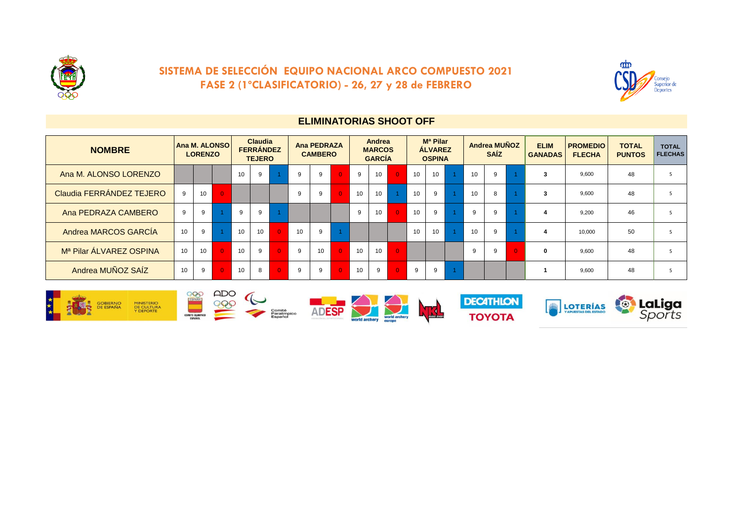## SISTEMA DE SELECCIÓN EQUIPO NACIONAL ARCO COMPUESTO 2021

## FASE 2 (1ºCLASIFICATORIO) - 26, 27 y 28 de FEBRERO

### ELIMINATORIAS SHOOT OFF

| NOMBRE | Ana M. ALONSO LORENZO | | | Claudia FERRÁNDEZ TEJERO | | | Ana PEDRAZA CAMBERO | | | Andrea MARCOS GARCÍA | | | Mª Pilar ÁLVAREZ OSPINA | | | Andrea MUÑOZ SAÍZ | | | ELIM GANADAS | PROMEDIO FLECHA | TOTAL PUNTOS | TOTAL FLECHAS |
|---|---|---|---|---|---|---|---|---|---|---|---|---|---|---|---|---|---|---|---|---|---|---|
| Ana M. ALONSO LORENZO | | | | 10 | 9 | 1 | 9 | 9 | 0 | 9 | 10 | 0 | 10 | 10 | 1 | 10 | 9 | 1 | 3 | 9,600 | 48 | 5 |
| Claudia FERRÁNDEZ TEJERO | 9 | 10 | 0 | | | | 9 | 9 | 0 | 10 | 10 | 1 | 10 | 9 | 1 | 10 | 8 | 1 | 3 | 9,600 | 48 | 5 |
| Ana PEDRAZA CAMBERO | 9 | 9 | 1 | 9 | 9 | 1 | | | | 9 | 10 | 0 | 10 | 9 | 1 | 9 | 9 | 1 | 4 | 9,200 | 46 | 5 |
| Andrea MARCOS GARCÍA | 10 | 9 | 1 | 10 | 10 | 0 | 10 | 9 | 1 | | | | 10 | 10 | 1 | 10 | 9 | 1 | 4 | 10,000 | 50 | 5 |
| Mª Pilar ÁLVAREZ OSPINA | 10 | 10 | 0 | 10 | 9 | 0 | 9 | 10 | 0 | 10 | 10 | 0 | | | | 9 | 9 | 0 | 0 | 9,600 | 48 | 5 |
| Andrea MUÑOZ SAÍZ | 10 | 9 | 0 | 10 | 8 | 0 | 9 | 9 | 0 | 10 | 9 | 0 | 9 | 9 | 1 | | | | 1 | 9,600 | 48 | 5 |